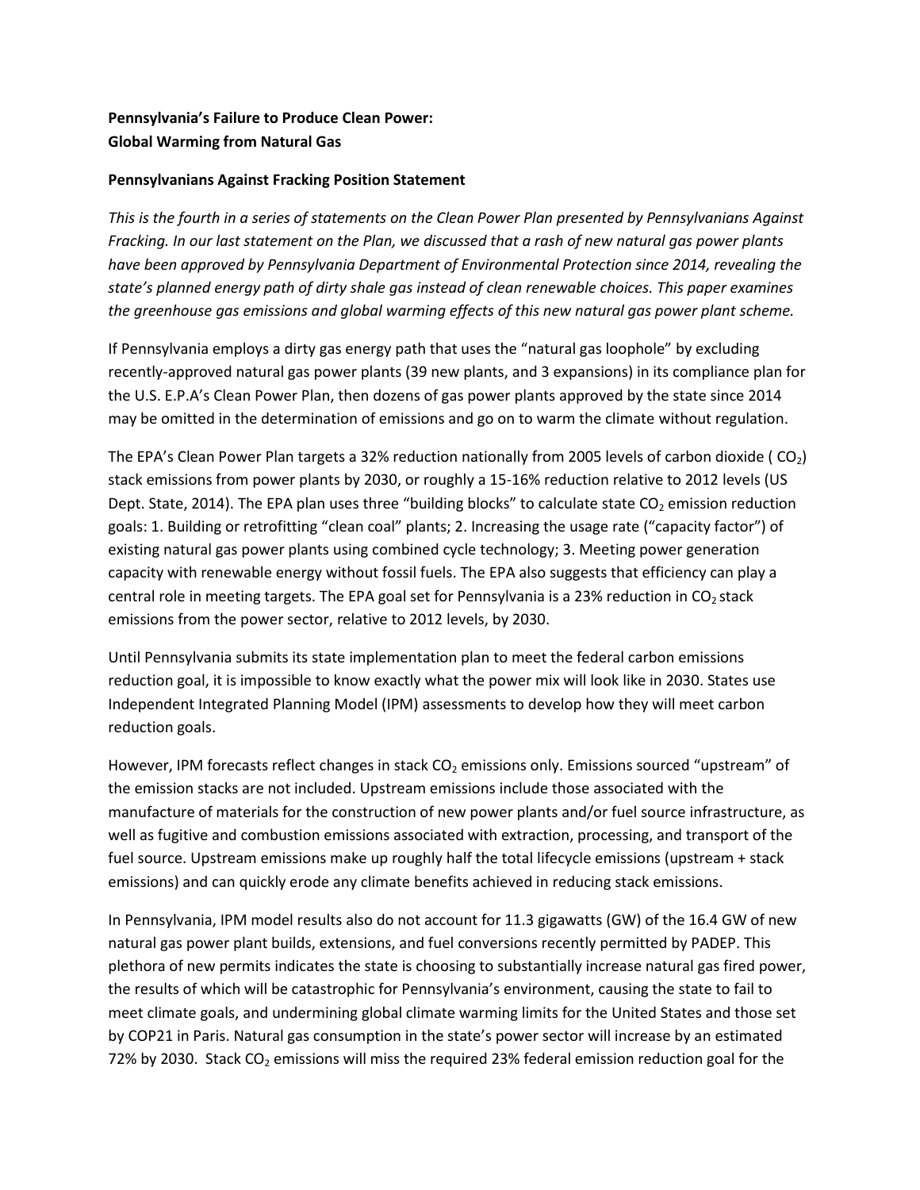**Pennsylvania's Failure to Produce Clean Power:**
**Global Warming from Natural Gas**

**Pennsylvanians Against Fracking Position Statement**

*This is the fourth in a series of statements on the Clean Power Plan presented by Pennsylvanians Against Fracking. In our last statement on the Plan, we discussed that a rash of new natural gas power plants have been approved by Pennsylvania Department of Environmental Protection since 2014, revealing the state's planned energy path of dirty shale gas instead of clean renewable choices. This paper examines the greenhouse gas emissions and global warming effects of this new natural gas power plant scheme.*

If Pennsylvania employs a dirty gas energy path that uses the "natural gas loophole" by excluding recently-approved natural gas power plants (39 new plants, and 3 expansions) in its compliance plan for the U.S. E.P.A's Clean Power Plan, then dozens of gas power plants approved by the state since 2014 may be omitted in the determination of emissions and go on to warm the climate without regulation.

The EPA's Clean Power Plan targets a 32% reduction nationally from 2005 levels of carbon dioxide ( $CO_2$) stack emissions from power plants by 2030, or roughly a 15-16% reduction relative to 2012 levels (US Dept. State, 2014). The EPA plan uses three "building blocks" to calculate state $CO_2$ emission reduction goals: 1. Building or retrofitting "clean coal" plants; 2. Increasing the usage rate ("capacity factor") of existing natural gas power plants using combined cycle technology; 3. Meeting power generation capacity with renewable energy without fossil fuels. The EPA also suggests that efficiency can play a central role in meeting targets. The EPA goal set for Pennsylvania is a 23% reduction in $CO_2$ stack emissions from the power sector, relative to 2012 levels, by 2030.

Until Pennsylvania submits its state implementation plan to meet the federal carbon emissions reduction goal, it is impossible to know exactly what the power mix will look like in 2030. States use Independent Integrated Planning Model (IPM) assessments to develop how they will meet carbon reduction goals.

However, IPM forecasts reflect changes in stack $CO_2$ emissions only. Emissions sourced "upstream" of the emission stacks are not included. Upstream emissions include those associated with the manufacture of materials for the construction of new power plants and/or fuel source infrastructure, as well as fugitive and combustion emissions associated with extraction, processing, and transport of the fuel source. Upstream emissions make up roughly half the total lifecycle emissions (upstream + stack emissions) and can quickly erode any climate benefits achieved in reducing stack emissions.

In Pennsylvania, IPM model results also do not account for 11.3 gigawatts (GW) of the 16.4 GW of new natural gas power plant builds, extensions, and fuel conversions recently permitted by PADEP. This plethora of new permits indicates the state is choosing to substantially increase natural gas fired power, the results of which will be catastrophic for Pennsylvania's environment, causing the state to fail to meet climate goals, and undermining global climate warming limits for the United States and those set by COP21 in Paris. Natural gas consumption in the state's power sector will increase by an estimated 72% by 2030. Stack $CO_2$ emissions will miss the required 23% federal emission reduction goal for the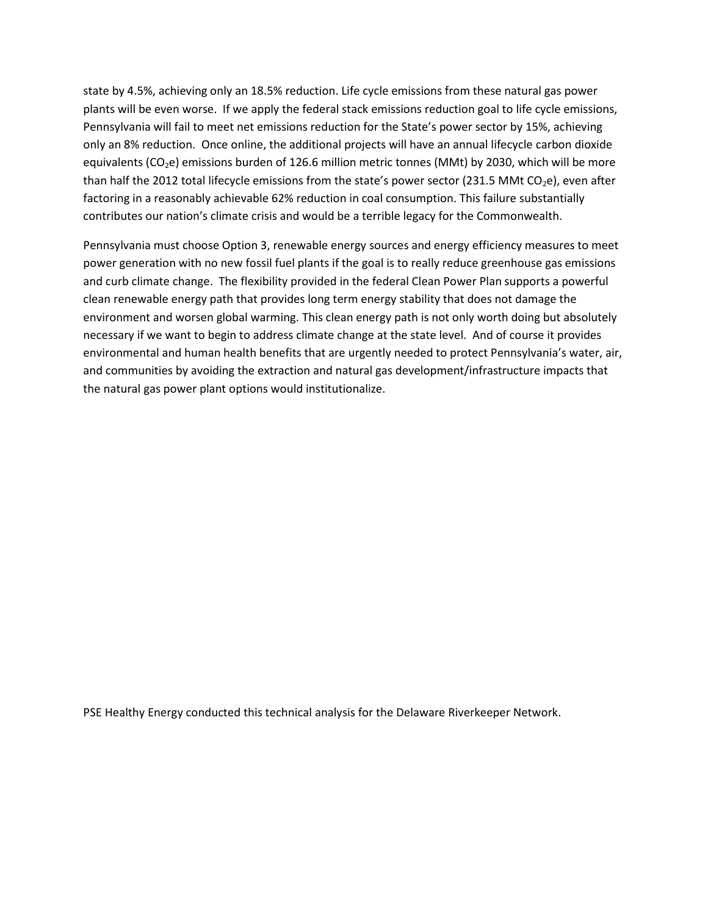state by 4.5%, achieving only an 18.5% reduction. Life cycle emissions from these natural gas power plants will be even worse. If we apply the federal stack emissions reduction goal to life cycle emissions, Pennsylvania will fail to meet net emissions reduction for the State's power sector by 15%, achieving only an 8% reduction. Once online, the additional projects will have an annual lifecycle carbon dioxide equivalents ($CO_2e$) emissions burden of 126.6 million metric tonnes (MMt) by 2030, which will be more than half the 2012 total lifecycle emissions from the state's power sector (231.5 MMt $CO_2e$), even after factoring in a reasonably achievable 62% reduction in coal consumption. This failure substantially contributes our nation's climate crisis and would be a terrible legacy for the Commonwealth.

Pennsylvania must choose Option 3, renewable energy sources and energy efficiency measures to meet power generation with no new fossil fuel plants if the goal is to really reduce greenhouse gas emissions and curb climate change. The flexibility provided in the federal Clean Power Plan supports a powerful clean renewable energy path that provides long term energy stability that does not damage the environment and worsen global warming. This clean energy path is not only worth doing but absolutely necessary if we want to begin to address climate change at the state level. And of course it provides environmental and human health benefits that are urgently needed to protect Pennsylvania's water, air, and communities by avoiding the extraction and natural gas development/infrastructure impacts that the natural gas power plant options would institutionalize.

PSE Healthy Energy conducted this technical analysis for the Delaware Riverkeeper Network.